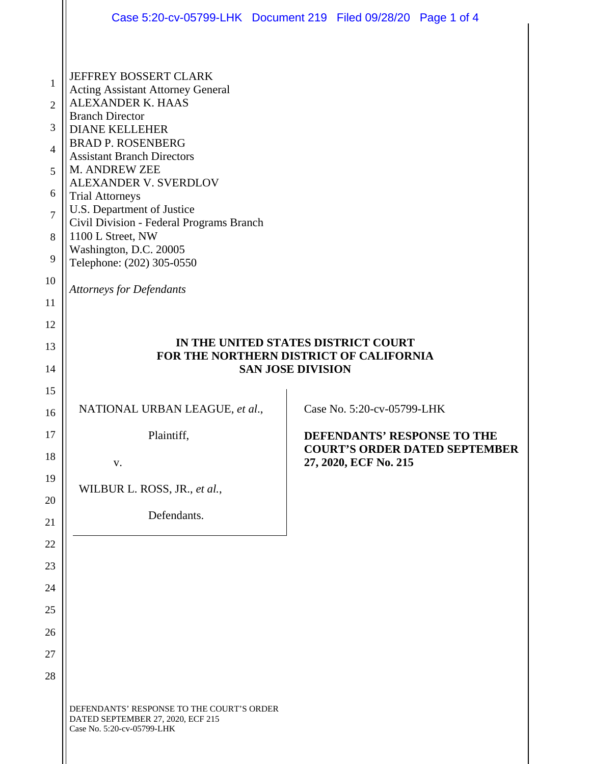JEFFREY BOSSERT CLARK
Acting Assistant Attorney General
ALEXANDER K. HAAS
Branch Director
DIANE KELLEHER
BRAD P. ROSENBERG
Assistant Branch Directors
M. ANDREW ZEE
ALEXANDER V. SVERDLOV
Trial Attorneys
U.S. Department of Justice
Civil Division - Federal Programs Branch
1100 L Street, NW
Washington, D.C. 20005
Telephone: (202) 305-0550

*Attorneys for Defendants*

**IN THE UNITED STATES DISTRICT COURT**
**FOR THE NORTHERN DISTRICT OF CALIFORNIA**
**SAN JOSE DIVISION**

NATIONAL URBAN LEAGUE, *et al.*,

Plaintiff,

v.

WILBUR L. ROSS, JR., *et al.*,

Defendants.

Case No. 5:20-cv-05799-LHK

**DEFENDANTS' RESPONSE TO THE COURT'S ORDER DATED SEPTEMBER 27, 2020, ECF No. 215**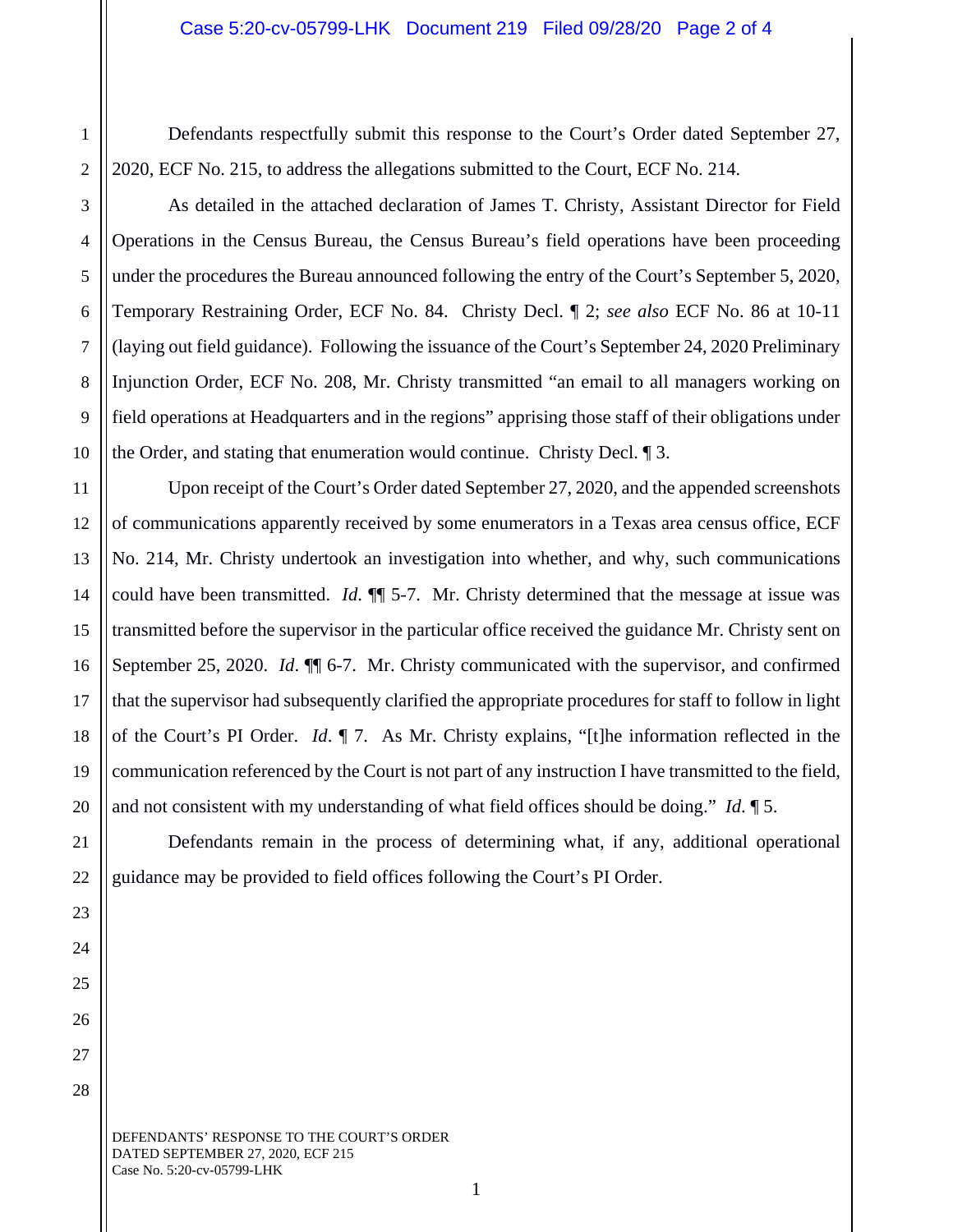Defendants respectfully submit this response to the Court's Order dated September 27, 2020, ECF No. 215, to address the allegations submitted to the Court, ECF No. 214.

As detailed in the attached declaration of James T. Christy, Assistant Director for Field Operations in the Census Bureau, the Census Bureau's field operations have been proceeding under the procedures the Bureau announced following the entry of the Court's September 5, 2020, Temporary Restraining Order, ECF No. 84. Christy Decl. ¶ 2; *see also* ECF No. 86 at 10-11 (laying out field guidance). Following the issuance of the Court's September 24, 2020 Preliminary Injunction Order, ECF No. 208, Mr. Christy transmitted "an email to all managers working on field operations at Headquarters and in the regions" apprising those staff of their obligations under the Order, and stating that enumeration would continue. Christy Decl. ¶ 3.

Upon receipt of the Court's Order dated September 27, 2020, and the appended screenshots of communications apparently received by some enumerators in a Texas area census office, ECF No. 214, Mr. Christy undertook an investigation into whether, and why, such communications could have been transmitted. *Id.* ¶¶ 5-7. Mr. Christy determined that the message at issue was transmitted before the supervisor in the particular office received the guidance Mr. Christy sent on September 25, 2020. *Id.* ¶¶ 6-7. Mr. Christy communicated with the supervisor, and confirmed that the supervisor had subsequently clarified the appropriate procedures for staff to follow in light of the Court's PI Order. *Id.* ¶ 7. As Mr. Christy explains, "[t]he information reflected in the communication referenced by the Court is not part of any instruction I have transmitted to the field, and not consistent with my understanding of what field offices should be doing." *Id.* ¶ 5.

Defendants remain in the process of determining what, if any, additional operational guidance may be provided to field offices following the Court's PI Order.

DEFENDANTS' RESPONSE TO THE COURT'S ORDER DATED SEPTEMBER 27, 2020, ECF 215
Case No. 5:20-cv-05799-LHK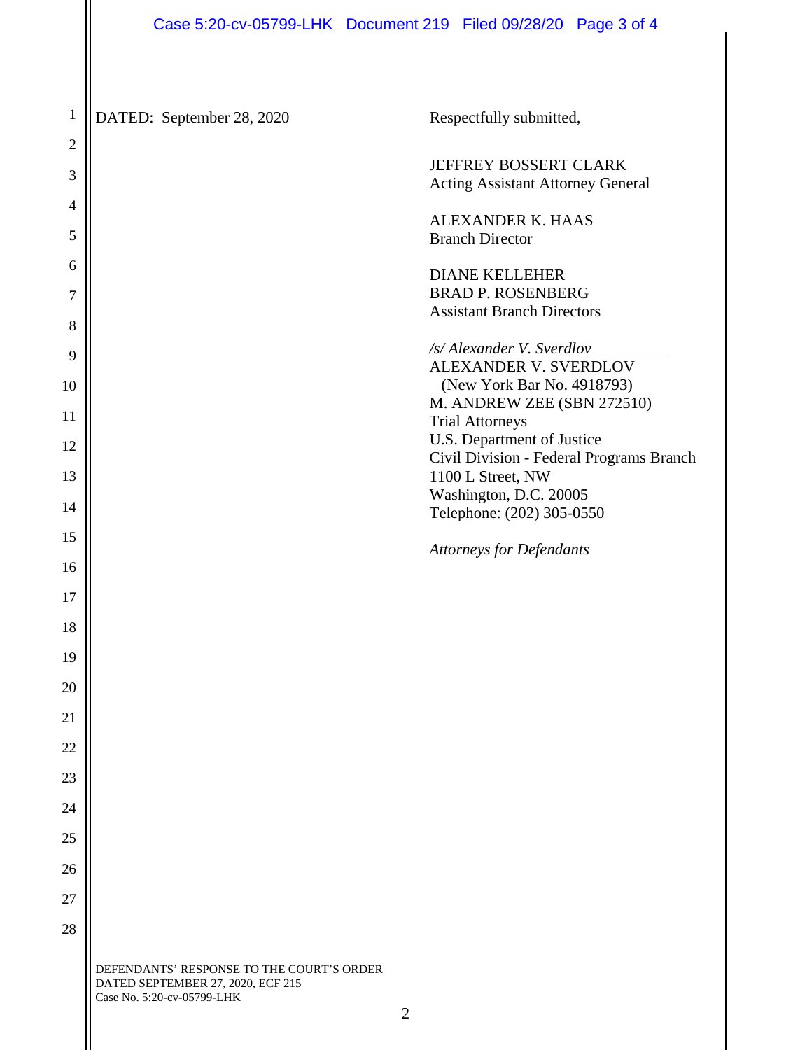DATED: September 28, 2020

Respectfully submitted,

JEFFREY BOSSERT CLARK
Acting Assistant Attorney General

ALEXANDER K. HAAS
Branch Director

DIANE KELLEHER
BRAD P. ROSENBERG
Assistant Branch Directors

*/s/ Alexander V. Sverdlov*
ALEXANDER V. SVERDLOV
(New York Bar No. 4918793)
M. ANDREW ZEE (SBN 272510)
Trial Attorneys
U.S. Department of Justice
Civil Division - Federal Programs Branch
1100 L Street, NW
Washington, D.C. 20005
Telephone: (202) 305-0550

*Attorneys for Defendants*

DEFENDANTS' RESPONSE TO THE COURT'S ORDER
DATED SEPTEMBER 27, 2020, ECF 215
Case No. 5:20-cv-05799-LHK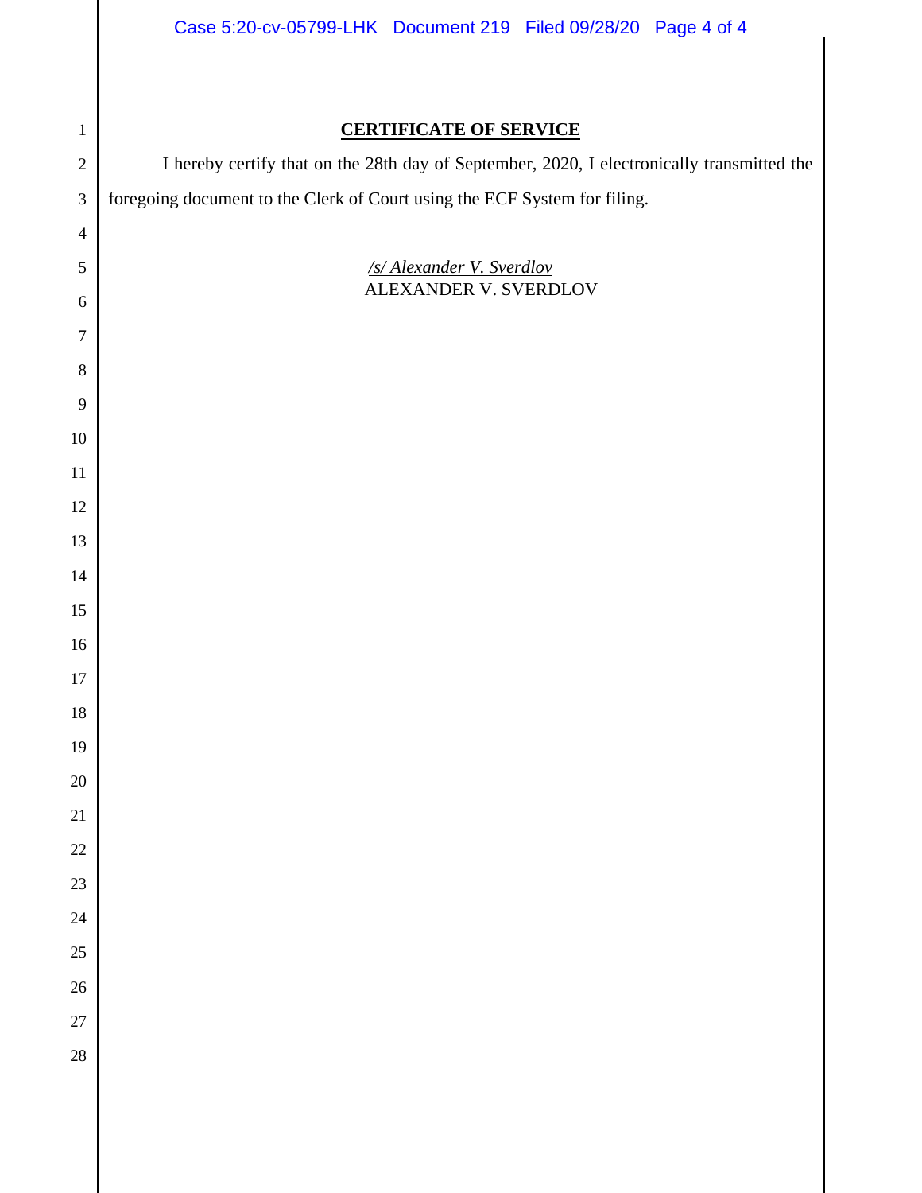**CERTIFICATE OF SERVICE**

I hereby certify that on the 28th day of September, 2020, I electronically transmitted the foregoing document to the Clerk of Court using the ECF System for filing.

*/s/ Alexander V. Sverdlov*
ALEXANDER V. SVERDLOV